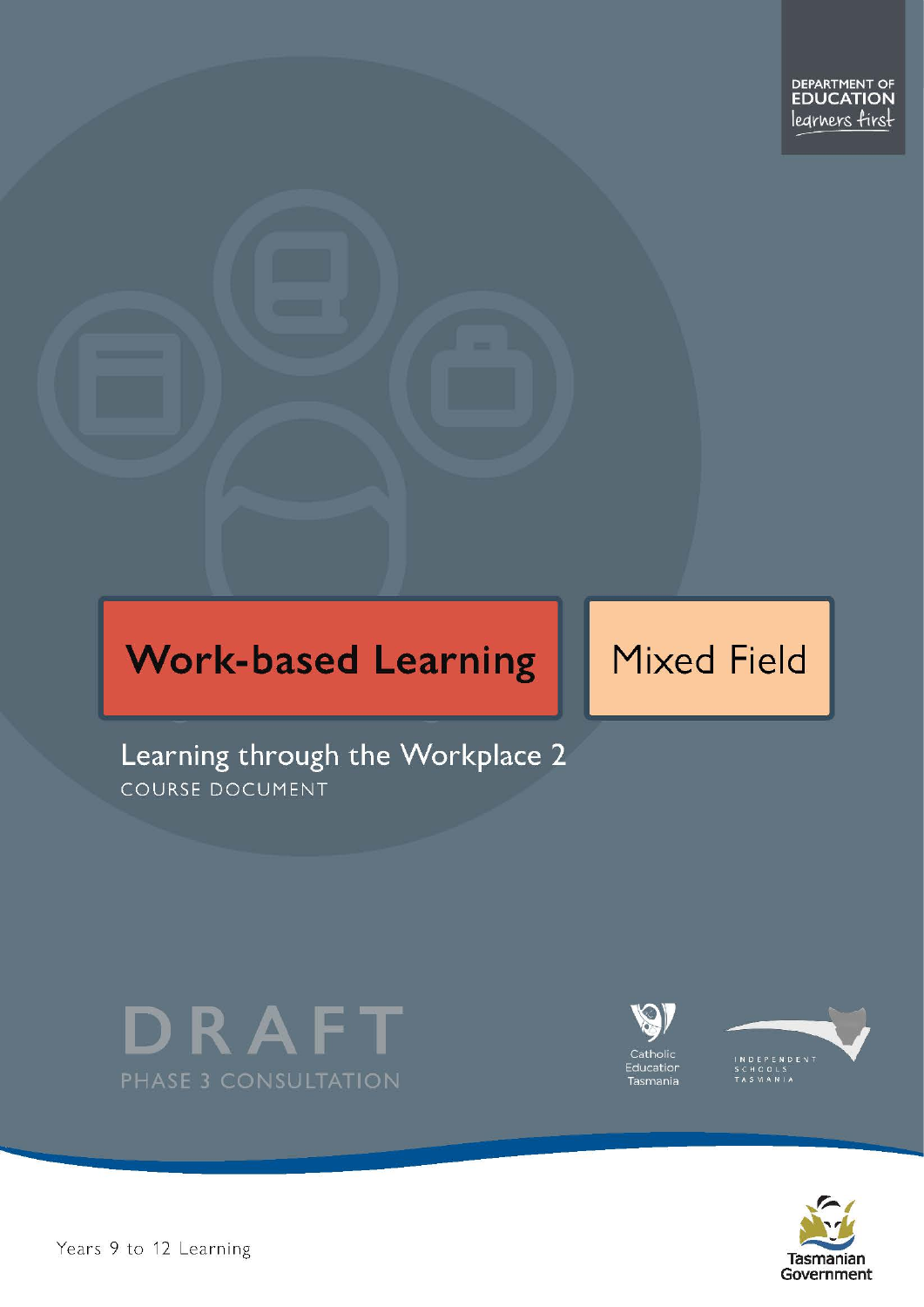DEPARTMENT OF EDUCATION
learners first

# Work-based Learning

Mixed Field

## Learning through the Workplace 2

COURSE DOCUMENT

DRAFT

PHASE 3 CONSULTATION

Catholic Education Tasmania

INDEPENDENT SCHOOLS TASMANIA

Years 9 to 12 Learning

Tasmanian Government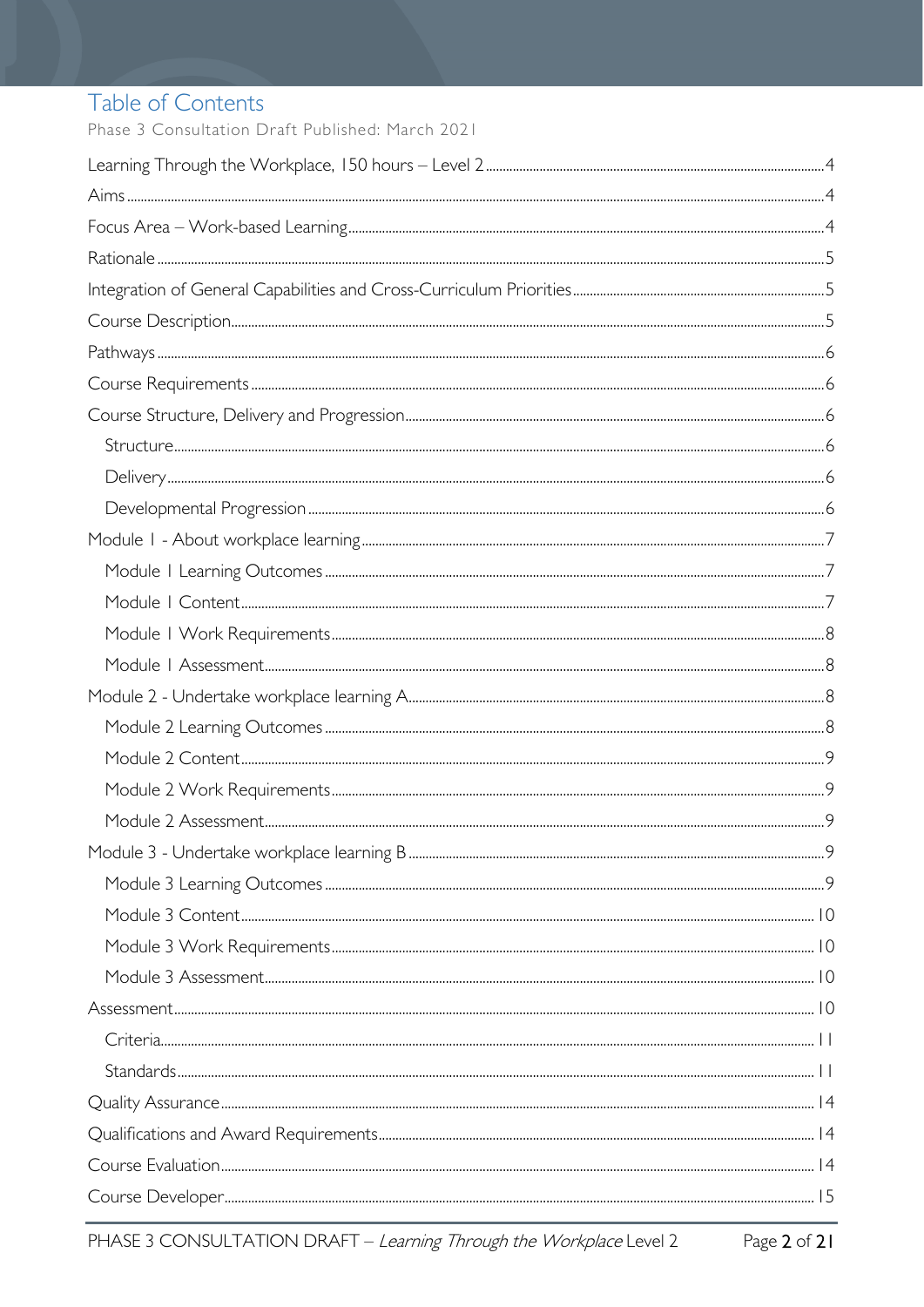# Table of Contents

Phase 3 Consultation Draft Published: March 2021

Learning Through the Workplace, 150 hours – Level 2 .....4

Aims .....4

Focus Area – Work-based Learning .....4

Rationale .....5

Integration of General Capabilities and Cross-Curriculum Priorities .....5

Course Description .....5

Pathways .....6

Course Requirements .....6

Course Structure, Delivery and Progression .....6

- Structure .....6
- Delivery .....6
- Developmental Progression .....6

Module 1 - About workplace learning .....7

- Module 1 Learning Outcomes .....7
- Module 1 Content .....7
- Module 1 Work Requirements .....8
- Module 1 Assessment .....8

Module 2 - Undertake workplace learning A .....8

- Module 2 Learning Outcomes .....8
- Module 2 Content .....9
- Module 2 Work Requirements .....9
- Module 2 Assessment .....9

Module 3 - Undertake workplace learning B .....9

- Module 3 Learning Outcomes .....9
- Module 3 Content .....10
- Module 3 Work Requirements .....10
- Module 3 Assessment .....10

Assessment .....10

- Criteria .....11
- Standards .....11

Quality Assurance .....14

Qualifications and Award Requirements .....14

Course Evaluation .....14

Course Developer .....15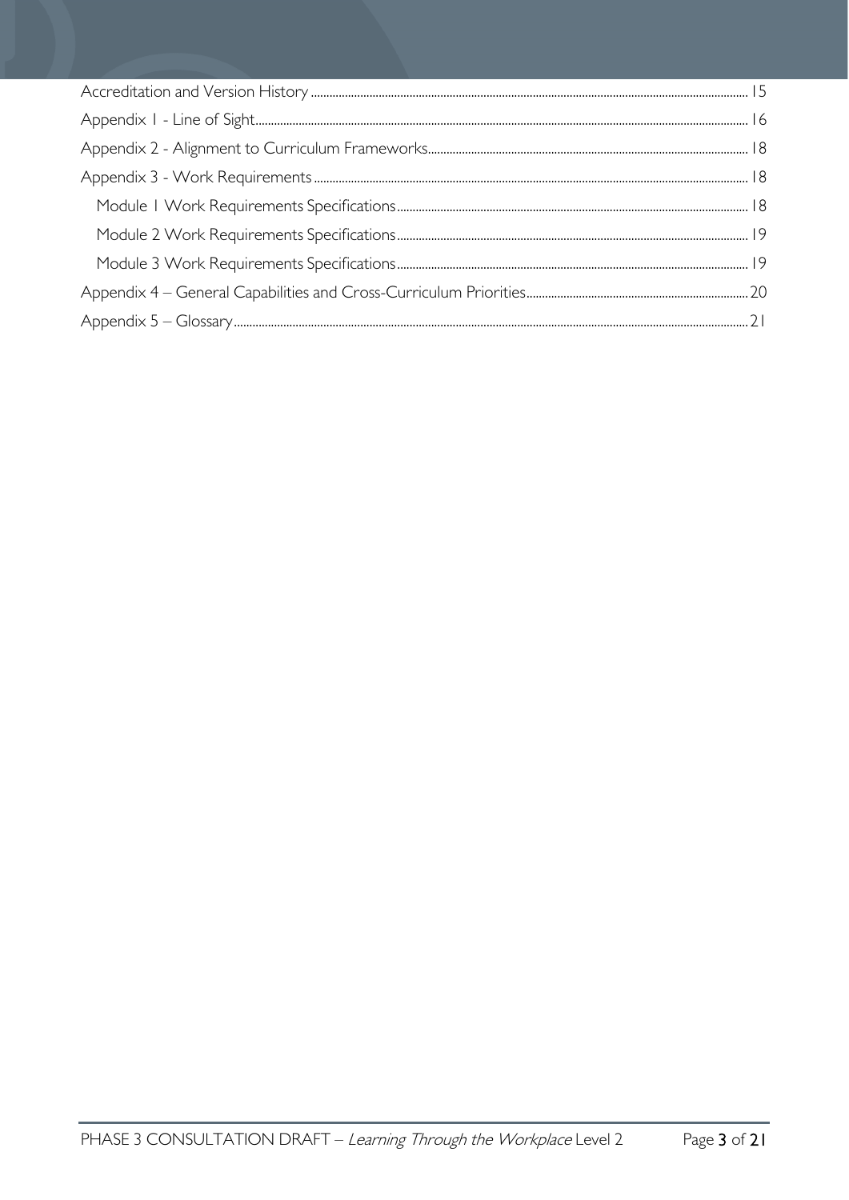Accreditation and Version History ..... 15

Appendix 1 - Line of Sight ..... 16

Appendix 2 - Alignment to Curriculum Frameworks ..... 18

Appendix 3 - Work Requirements ..... 18

- Module 1 Work Requirements Specifications ..... 18
- Module 2 Work Requirements Specifications ..... 19
- Module 3 Work Requirements Specifications ..... 19

Appendix 4 – General Capabilities and Cross-Curriculum Priorities ..... 20

Appendix 5 – Glossary ..... 21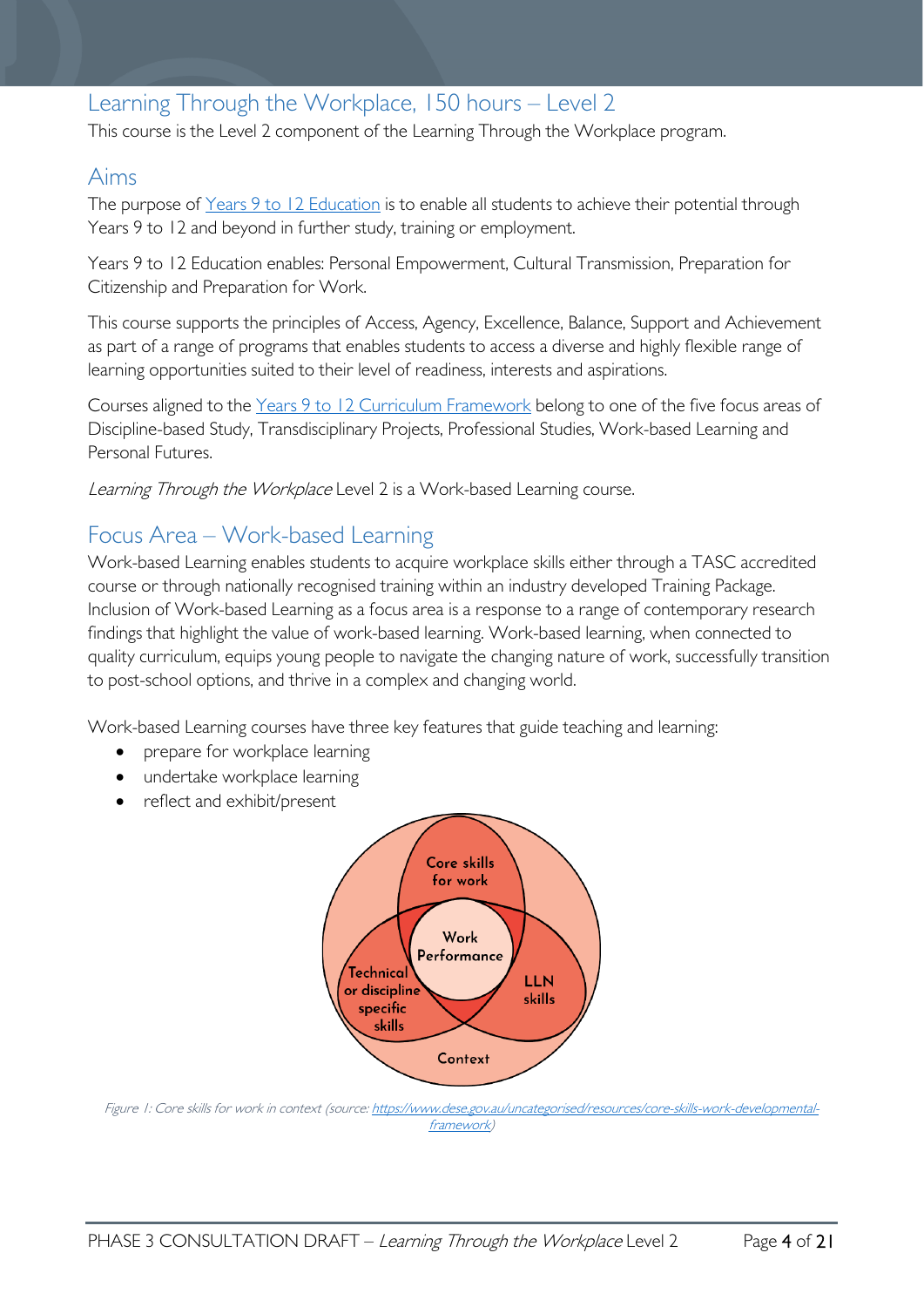## Learning Through the Workplace, 150 hours – Level 2

This course is the Level 2 component of the Learning Through the Workplace program.

## Aims

The purpose of Years 9 to 12 Education is to enable all students to achieve their potential through Years 9 to 12 and beyond in further study, training or employment.

Years 9 to 12 Education enables: Personal Empowerment, Cultural Transmission, Preparation for Citizenship and Preparation for Work.

This course supports the principles of Access, Agency, Excellence, Balance, Support and Achievement as part of a range of programs that enables students to access a diverse and highly flexible range of learning opportunities suited to their level of readiness, interests and aspirations.

Courses aligned to the Years 9 to 12 Curriculum Framework belong to one of the five focus areas of Discipline-based Study, Transdisciplinary Projects, Professional Studies, Work-based Learning and Personal Futures.

*Learning Through the Workplace* Level 2 is a Work-based Learning course.

## Focus Area – Work-based Learning

Work-based Learning enables students to acquire workplace skills either through a TASC accredited course or through nationally recognised training within an industry developed Training Package. Inclusion of Work-based Learning as a focus area is a response to a range of contemporary research findings that highlight the value of work-based learning. Work-based learning, when connected to quality curriculum, equips young people to navigate the changing nature of work, successfully transition to post-school options, and thrive in a complex and changing world.

Work-based Learning courses have three key features that guide teaching and learning:

- prepare for workplace learning
- undertake workplace learning
- reflect and exhibit/present

Core skills for work

Work Performance

Technical or discipline specific skills

LLN skills

Context

*Figure 1: Core skills for work in context (source: https://www.dese.gov.au/uncategorised/resources/core-skills-work-developmental-framework)*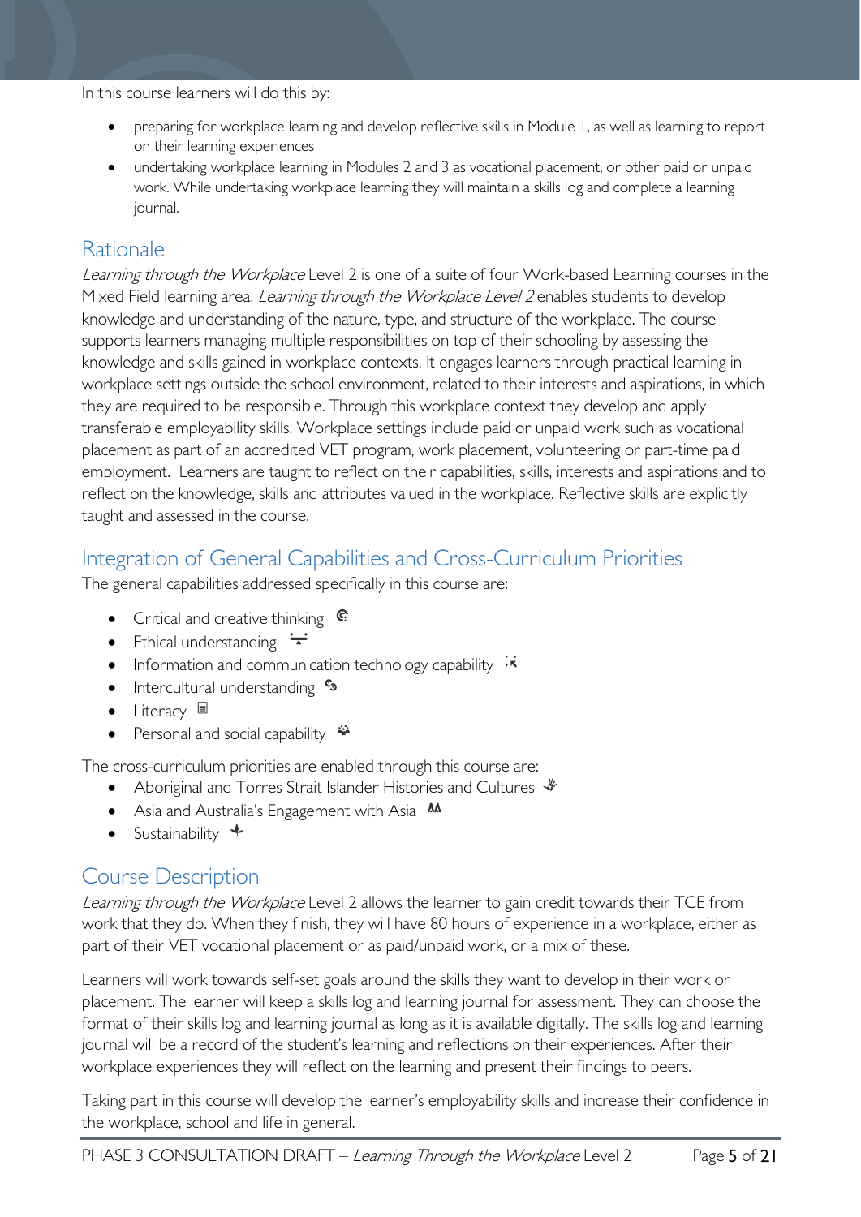In this course learners will do this by:

- preparing for workplace learning and develop reflective skills in Module 1, as well as learning to report on their learning experiences
- undertaking workplace learning in Modules 2 and 3 as vocational placement, or other paid or unpaid work. While undertaking workplace learning they will maintain a skills log and complete a learning journal.

## Rationale

*Learning through the Workplace* Level 2 is one of a suite of four Work-based Learning courses in the Mixed Field learning area. *Learning through the Workplace Level 2* enables students to develop knowledge and understanding of the nature, type, and structure of the workplace. The course supports learners managing multiple responsibilities on top of their schooling by assessing the knowledge and skills gained in workplace contexts. It engages learners through practical learning in workplace settings outside the school environment, related to their interests and aspirations, in which they are required to be responsible. Through this workplace context they develop and apply transferable employability skills. Workplace settings include paid or unpaid work such as vocational placement as part of an accredited VET program, work placement, volunteering or part-time paid employment. Learners are taught to reflect on their capabilities, skills, interests and aspirations and to reflect on the knowledge, skills and attributes valued in the workplace. Reflective skills are explicitly taught and assessed in the course.

## Integration of General Capabilities and Cross-Curriculum Priorities

The general capabilities addressed specifically in this course are:

- Critical and creative thinking
- Ethical understanding
- Information and communication technology capability
- Intercultural understanding
- Literacy
- Personal and social capability

The cross-curriculum priorities are enabled through this course are:

- Aboriginal and Torres Strait Islander Histories and Cultures
- Asia and Australia's Engagement with Asia
- Sustainability

## Course Description

*Learning through the Workplace* Level 2 allows the learner to gain credit towards their TCE from work that they do. When they finish, they will have 80 hours of experience in a workplace, either as part of their VET vocational placement or as paid/unpaid work, or a mix of these.

Learners will work towards self-set goals around the skills they want to develop in their work or placement. The learner will keep a skills log and learning journal for assessment. They can choose the format of their skills log and learning journal as long as it is available digitally. The skills log and learning journal will be a record of the student's learning and reflections on their experiences. After their workplace experiences they will reflect on the learning and present their findings to peers.

Taking part in this course will develop the learner's employability skills and increase their confidence in the workplace, school and life in general.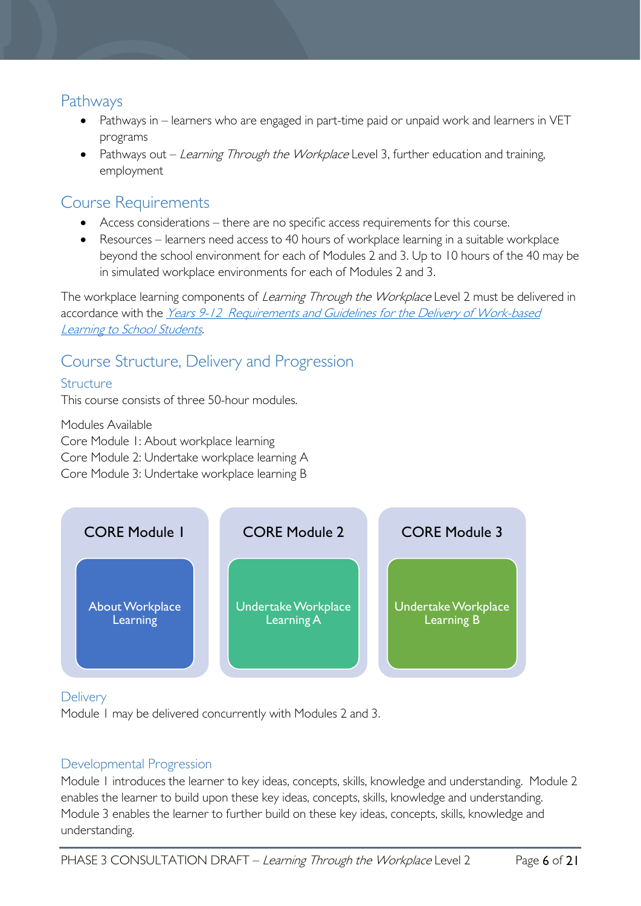## Pathways

- Pathways in – learners who are engaged in part-time paid or unpaid work and learners in VET programs
- Pathways out – *Learning Through the Workplace* Level 3, further education and training, employment

## Course Requirements

- Access considerations – there are no specific access requirements for this course.
- Resources – learners need access to 40 hours of workplace learning in a suitable workplace beyond the school environment for each of Modules 2 and 3. Up to 10 hours of the 40 may be in simulated workplace environments for each of Modules 2 and 3.

The workplace learning components of *Learning Through the Workplace* Level 2 must be delivered in accordance with the *Years 9-12 Requirements and Guidelines for the Delivery of Work-based Learning to School Students*.

## Course Structure, Delivery and Progression

### Structure

This course consists of three 50-hour modules.

Modules Available
Core Module 1: About workplace learning
Core Module 2: Undertake workplace learning A
Core Module 3: Undertake workplace learning B

| CORE Module 1 | CORE Module 2 | CORE Module 3 |
| --- | --- | --- |
| About Workplace Learning | Undertake Workplace Learning A | Undertake Workplace Learning B |

### Delivery

Module 1 may be delivered concurrently with Modules 2 and 3.

### Developmental Progression

Module 1 introduces the learner to key ideas, concepts, skills, knowledge and understanding. Module 2 enables the learner to build upon these key ideas, concepts, skills, knowledge and understanding. Module 3 enables the learner to further build on these key ideas, concepts, skills, knowledge and understanding.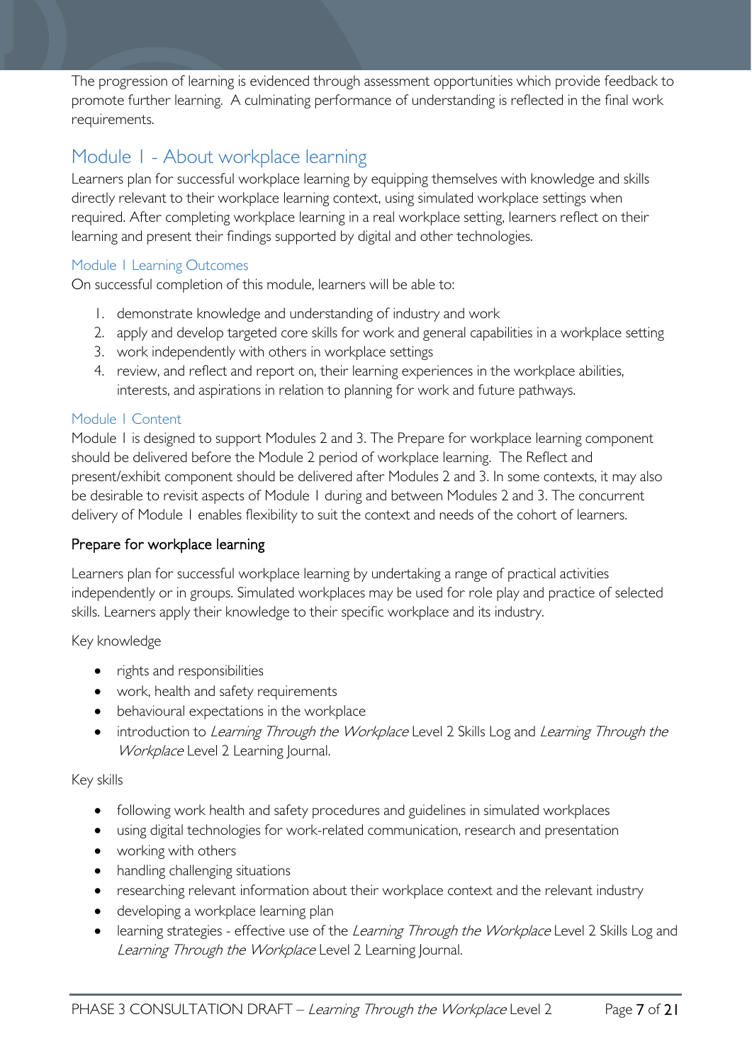The progression of learning is evidenced through assessment opportunities which provide feedback to promote further learning. A culminating performance of understanding is reflected in the final work requirements.

## Module 1 - About workplace learning

Learners plan for successful workplace learning by equipping themselves with knowledge and skills directly relevant to their workplace learning context, using simulated workplace settings when required. After completing workplace learning in a real workplace setting, learners reflect on their learning and present their findings supported by digital and other technologies.

### Module 1 Learning Outcomes

On successful completion of this module, learners will be able to:

1. demonstrate knowledge and understanding of industry and work
2. apply and develop targeted core skills for work and general capabilities in a workplace setting
3. work independently with others in workplace settings
4. review, and reflect and report on, their learning experiences in the workplace abilities, interests, and aspirations in relation to planning for work and future pathways.

### Module 1 Content

Module 1 is designed to support Modules 2 and 3. The Prepare for workplace learning component should be delivered before the Module 2 period of workplace learning. The Reflect and present/exhibit component should be delivered after Modules 2 and 3. In some contexts, it may also be desirable to revisit aspects of Module 1 during and between Modules 2 and 3. The concurrent delivery of Module 1 enables flexibility to suit the context and needs of the cohort of learners.

#### Prepare for workplace learning

Learners plan for successful workplace learning by undertaking a range of practical activities independently or in groups. Simulated workplaces may be used for role play and practice of selected skills. Learners apply their knowledge to their specific workplace and its industry.

Key knowledge

- rights and responsibilities
- work, health and safety requirements
- behavioural expectations in the workplace
- introduction to *Learning Through the Workplace* Level 2 Skills Log and *Learning Through the Workplace* Level 2 Learning Journal.

Key skills

- following work health and safety procedures and guidelines in simulated workplaces
- using digital technologies for work-related communication, research and presentation
- working with others
- handling challenging situations
- researching relevant information about their workplace context and the relevant industry
- developing a workplace learning plan
- learning strategies - effective use of the *Learning Through the Workplace* Level 2 Skills Log and *Learning Through the Workplace* Level 2 Learning Journal.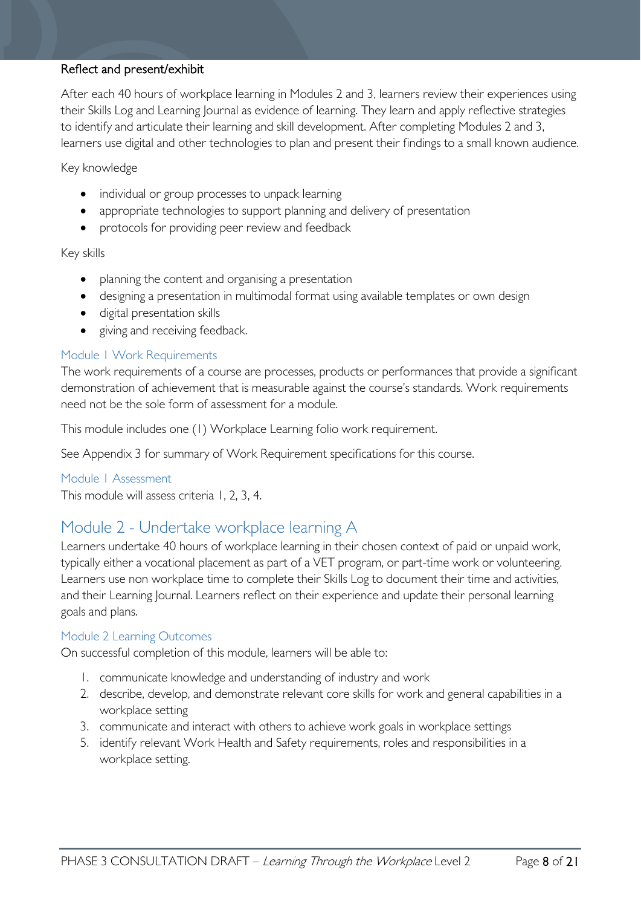**Reflect and present/exhibit**

After each 40 hours of workplace learning in Modules 2 and 3, learners review their experiences using their Skills Log and Learning Journal as evidence of learning. They learn and apply reflective strategies to identify and articulate their learning and skill development. After completing Modules 2 and 3, learners use digital and other technologies to plan and present their findings to a small known audience.

Key knowledge

- individual or group processes to unpack learning
- appropriate technologies to support planning and delivery of presentation
- protocols for providing peer review and feedback

Key skills

- planning the content and organising a presentation
- designing a presentation in multimodal format using available templates or own design
- digital presentation skills
- giving and receiving feedback.

### Module 1 Work Requirements

The work requirements of a course are processes, products or performances that provide a significant demonstration of achievement that is measurable against the course's standards. Work requirements need not be the sole form of assessment for a module.

This module includes one (1) Workplace Learning folio work requirement.

See Appendix 3 for summary of Work Requirement specifications for this course.

### Module 1 Assessment

This module will assess criteria 1, 2, 3, 4.

## Module 2 - Undertake workplace learning A

Learners undertake 40 hours of workplace learning in their chosen context of paid or unpaid work, typically either a vocational placement as part of a VET program, or part-time work or volunteering. Learners use non workplace time to complete their Skills Log to document their time and activities, and their Learning Journal. Learners reflect on their experience and update their personal learning goals and plans.

### Module 2 Learning Outcomes

On successful completion of this module, learners will be able to:

1. communicate knowledge and understanding of industry and work
2. describe, develop, and demonstrate relevant core skills for work and general capabilities in a workplace setting
3. communicate and interact with others to achieve work goals in workplace settings
5. identify relevant Work Health and Safety requirements, roles and responsibilities in a workplace setting.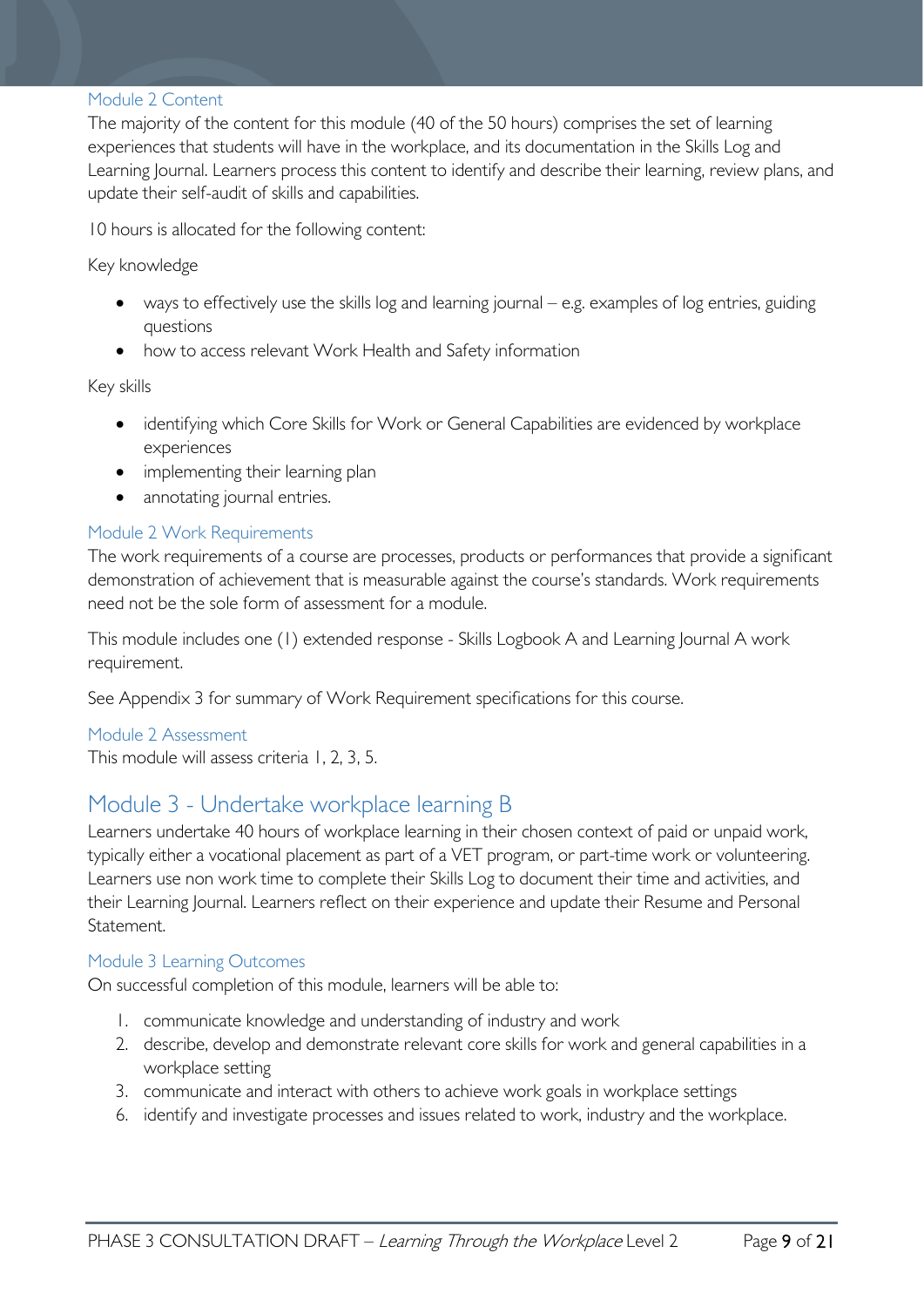### Module 2 Content

The majority of the content for this module (40 of the 50 hours) comprises the set of learning experiences that students will have in the workplace, and its documentation in the Skills Log and Learning Journal. Learners process this content to identify and describe their learning, review plans, and update their self-audit of skills and capabilities.

10 hours is allocated for the following content:

Key knowledge

- ways to effectively use the skills log and learning journal – e.g. examples of log entries, guiding questions
- how to access relevant Work Health and Safety information

Key skills

- identifying which Core Skills for Work or General Capabilities are evidenced by workplace experiences
- implementing their learning plan
- annotating journal entries.

### Module 2 Work Requirements

The work requirements of a course are processes, products or performances that provide a significant demonstration of achievement that is measurable against the course's standards. Work requirements need not be the sole form of assessment for a module.

This module includes one (1) extended response - Skills Logbook A and Learning Journal A work requirement.

See Appendix 3 for summary of Work Requirement specifications for this course.

### Module 2 Assessment

This module will assess criteria 1, 2, 3, 5.

## Module 3 - Undertake workplace learning B

Learners undertake 40 hours of workplace learning in their chosen context of paid or unpaid work, typically either a vocational placement as part of a VET program, or part-time work or volunteering. Learners use non work time to complete their Skills Log to document their time and activities, and their Learning Journal. Learners reflect on their experience and update their Resume and Personal Statement.

### Module 3 Learning Outcomes

On successful completion of this module, learners will be able to:

1. communicate knowledge and understanding of industry and work
2. describe, develop and demonstrate relevant core skills for work and general capabilities in a workplace setting
3. communicate and interact with others to achieve work goals in workplace settings
6. identify and investigate processes and issues related to work, industry and the workplace.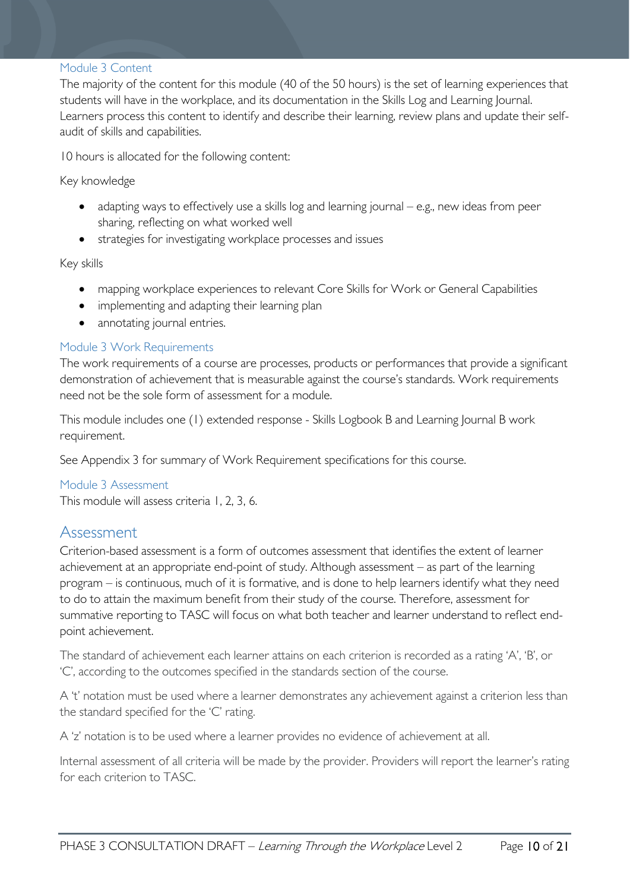### Module 3 Content

The majority of the content for this module (40 of the 50 hours) is the set of learning experiences that students will have in the workplace, and its documentation in the Skills Log and Learning Journal. Learners process this content to identify and describe their learning, review plans and update their self-audit of skills and capabilities.

10 hours is allocated for the following content:

Key knowledge

- adapting ways to effectively use a skills log and learning journal – e.g., new ideas from peer sharing, reflecting on what worked well
- strategies for investigating workplace processes and issues

Key skills

- mapping workplace experiences to relevant Core Skills for Work or General Capabilities
- implementing and adapting their learning plan
- annotating journal entries.

### Module 3 Work Requirements

The work requirements of a course are processes, products or performances that provide a significant demonstration of achievement that is measurable against the course's standards. Work requirements need not be the sole form of assessment for a module.

This module includes one (1) extended response - Skills Logbook B and Learning Journal B work requirement.

See Appendix 3 for summary of Work Requirement specifications for this course.

### Module 3 Assessment

This module will assess criteria 1, 2, 3, 6.

## Assessment

Criterion-based assessment is a form of outcomes assessment that identifies the extent of learner achievement at an appropriate end-point of study. Although assessment – as part of the learning program – is continuous, much of it is formative, and is done to help learners identify what they need to do to attain the maximum benefit from their study of the course. Therefore, assessment for summative reporting to TASC will focus on what both teacher and learner understand to reflect end-point achievement.

The standard of achievement each learner attains on each criterion is recorded as a rating 'A', 'B', or 'C', according to the outcomes specified in the standards section of the course.

A 't' notation must be used where a learner demonstrates any achievement against a criterion less than the standard specified for the 'C' rating.

A 'z' notation is to be used where a learner provides no evidence of achievement at all.

Internal assessment of all criteria will be made by the provider. Providers will report the learner's rating for each criterion to TASC.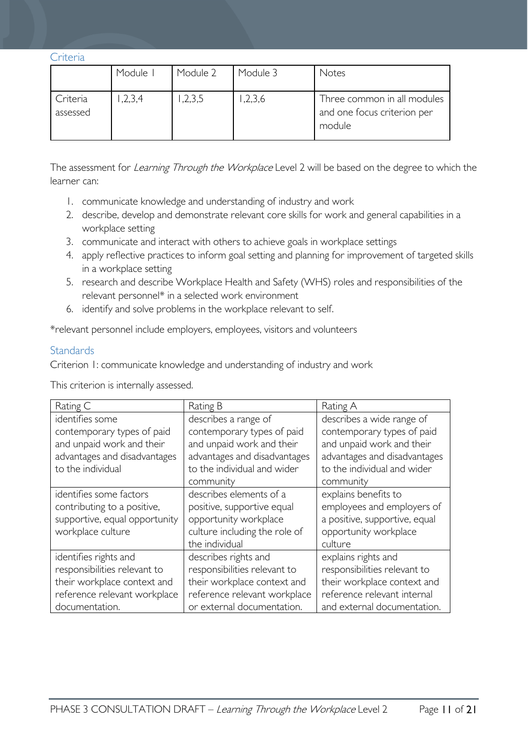### Criteria

| | Module 1 | Module 2 | Module 3 | Notes |
|---|---|---|---|---|
| Criteria assessed | 1,2,3,4 | 1,2,3,5 | 1,2,3,6 | Three common in all modules and one focus criterion per module |

The assessment for *Learning Through the Workplace* Level 2 will be based on the degree to which the learner can:

1. communicate knowledge and understanding of industry and work
2. describe, develop and demonstrate relevant core skills for work and general capabilities in a workplace setting
3. communicate and interact with others to achieve goals in workplace settings
4. apply reflective practices to inform goal setting and planning for improvement of targeted skills in a workplace setting
5. research and describe Workplace Health and Safety (WHS) roles and responsibilities of the relevant personnel* in a selected work environment
6. identify and solve problems in the workplace relevant to self.

*relevant personnel include employers, employees, visitors and volunteers

### Standards

Criterion 1: communicate knowledge and understanding of industry and work

This criterion is internally assessed.

| Rating C | Rating B | Rating A |
|---|---|---|
| identifies some contemporary types of paid and unpaid work and their advantages and disadvantages to the individual | describes a range of contemporary types of paid and unpaid work and their advantages and disadvantages to the individual and wider community | describes a wide range of contemporary types of paid and unpaid work and their advantages and disadvantages to the individual and wider community |
| identifies some factors contributing to a positive, supportive, equal opportunity workplace culture | describes elements of a positive, supportive equal opportunity workplace culture including the role of the individual | explains benefits to employees and employers of a positive, supportive, equal opportunity workplace culture |
| identifies rights and responsibilities relevant to their workplace context and reference relevant workplace documentation. | describes rights and responsibilities relevant to their workplace context and reference relevant workplace or external documentation. | explains rights and responsibilities relevant to their workplace context and reference relevant internal and external documentation. |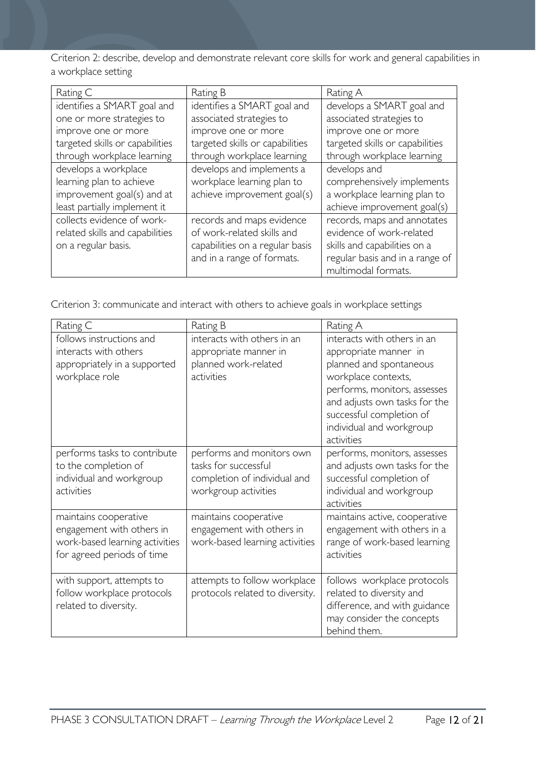Criterion 2: describe, develop and demonstrate relevant core skills for work and general capabilities in a workplace setting

| Rating C | Rating B | Rating A |
| --- | --- | --- |
| identifies a SMART goal and one or more strategies to improve one or more targeted skills or capabilities through workplace learning | identifies a SMART goal and associated strategies to improve one or more targeted skills or capabilities through workplace learning | develops a SMART goal and associated strategies to improve one or more targeted skills or capabilities through workplace learning |
| develops a workplace learning plan to achieve improvement goal(s) and at least partially implement it | develops and implements a workplace learning plan to achieve improvement goal(s) | develops and comprehensively implements a workplace learning plan to achieve improvement goal(s) |
| collects evidence of work-related skills and capabilities on a regular basis. | records and maps evidence of work-related skills and capabilities on a regular basis and in a range of formats. | records, maps and annotates evidence of work-related skills and capabilities on a regular basis and in a range of multimodal formats. |

Criterion 3: communicate and interact with others to achieve goals in workplace settings

| Rating C | Rating B | Rating A |
| --- | --- | --- |
| follows instructions and interacts with others appropriately in a supported workplace role | interacts with others in an appropriate manner in planned work-related activities | interacts with others in an appropriate manner in planned and spontaneous workplace contexts, performs, monitors, assesses and adjusts own tasks for the successful completion of individual and workgroup activities |
| performs tasks to contribute to the completion of individual and workgroup activities | performs and monitors own tasks for successful completion of individual and workgroup activities | performs, monitors, assesses and adjusts own tasks for the successful completion of individual and workgroup activities |
| maintains cooperative engagement with others in work-based learning activities for agreed periods of time | maintains cooperative engagement with others in work-based learning activities | maintains active, cooperative engagement with others in a range of work-based learning activities |
| with support, attempts to follow workplace protocols related to diversity. | attempts to follow workplace protocols related to diversity. | follows workplace protocols related to diversity and difference, and with guidance may consider the concepts behind them. |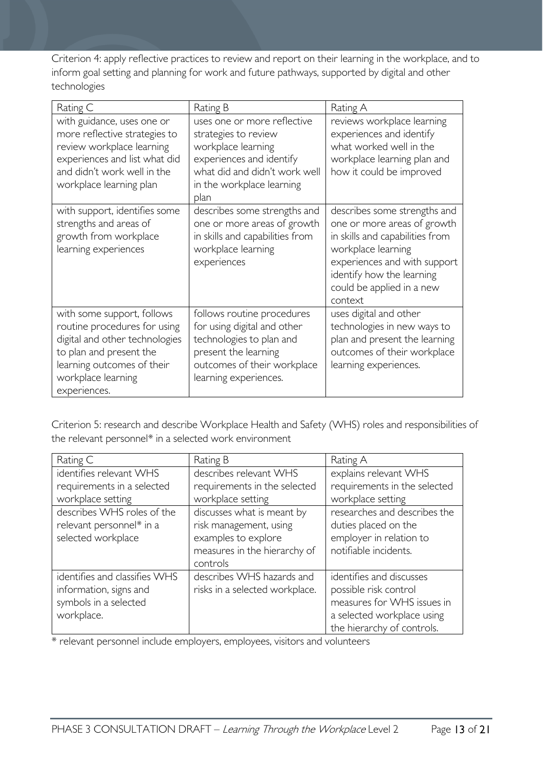Criterion 4: apply reflective practices to review and report on their learning in the workplace, and to inform goal setting and planning for work and future pathways, supported by digital and other technologies

| Rating C | Rating B | Rating A |
| --- | --- | --- |
| with guidance, uses one or more reflective strategies to review workplace learning experiences and list what did and didn't work well in the workplace learning plan | uses one or more reflective strategies to review workplace learning experiences and identify what did and didn't work well in the workplace learning plan | reviews workplace learning experiences and identify what worked well in the workplace learning plan and how it could be improved |
| with support, identifies some strengths and areas of growth from workplace learning experiences | describes some strengths and one or more areas of growth in skills and capabilities from workplace learning experiences | describes some strengths and one or more areas of growth in skills and capabilities from workplace learning experiences and with support identify how the learning could be applied in a new context |
| with some support, follows routine procedures for using digital and other technologies to plan and present the learning outcomes of their workplace learning experiences. | follows routine procedures for using digital and other technologies to plan and present the learning outcomes of their workplace learning experiences. | uses digital and other technologies in new ways to plan and present the learning outcomes of their workplace learning experiences. |

Criterion 5: research and describe Workplace Health and Safety (WHS) roles and responsibilities of the relevant personnel* in a selected work environment

| Rating C | Rating B | Rating A |
| --- | --- | --- |
| identifies relevant WHS requirements in a selected workplace setting | describes relevant WHS requirements in the selected workplace setting | explains relevant WHS requirements in the selected workplace setting |
| describes WHS roles of the relevant personnel* in a selected workplace | discusses what is meant by risk management, using examples to explore measures in the hierarchy of controls | researches and describes the duties placed on the employer in relation to notifiable incidents. |
| identifies and classifies WHS information, signs and symbols in a selected workplace. | describes WHS hazards and risks in a selected workplace. | identifies and discusses possible risk control measures for WHS issues in a selected workplace using the hierarchy of controls. |

* relevant personnel include employers, employees, visitors and volunteers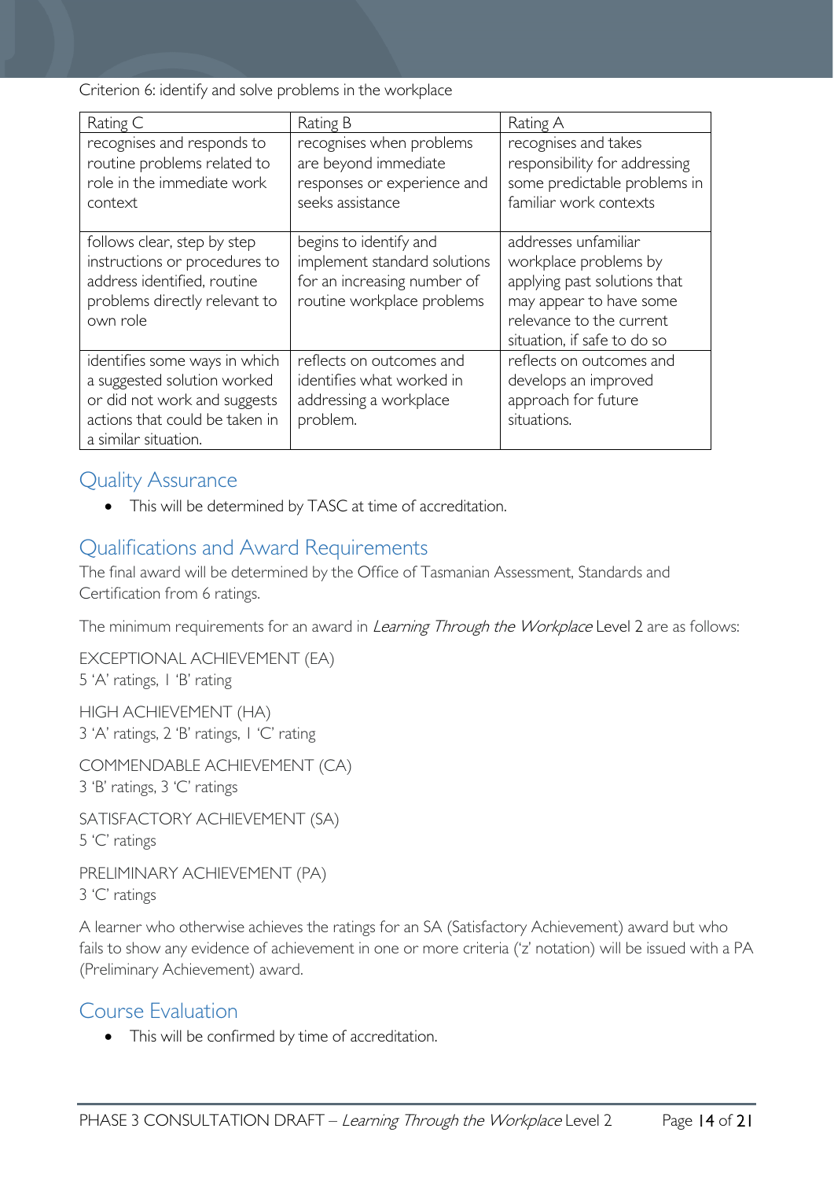Criterion 6: identify and solve problems in the workplace

| Rating C | Rating B | Rating A |
|---|---|---|
| recognises and responds to routine problems related to role in the immediate work context | recognises when problems are beyond immediate responses or experience and seeks assistance | recognises and takes responsibility for addressing some predictable problems in familiar work contexts |
| follows clear, step by step instructions or procedures to address identified, routine problems directly relevant to own role | begins to identify and implement standard solutions for an increasing number of routine workplace problems | addresses unfamiliar workplace problems by applying past solutions that may appear to have some relevance to the current situation, if safe to do so |
| identifies some ways in which a suggested solution worked or did not work and suggests actions that could be taken in a similar situation. | reflects on outcomes and identifies what worked in addressing a workplace problem. | reflects on outcomes and develops an improved approach for future situations. |

## Quality Assurance

- This will be determined by TASC at time of accreditation.

## Qualifications and Award Requirements

The final award will be determined by the Office of Tasmanian Assessment, Standards and Certification from 6 ratings.

The minimum requirements for an award in *Learning Through the Workplace* Level 2 are as follows:

EXCEPTIONAL ACHIEVEMENT (EA)
5 'A' ratings, 1 'B' rating

HIGH ACHIEVEMENT (HA)
3 'A' ratings, 2 'B' ratings, 1 'C' rating

COMMENDABLE ACHIEVEMENT (CA)
3 'B' ratings, 3 'C' ratings

SATISFACTORY ACHIEVEMENT (SA)
5 'C' ratings

PRELIMINARY ACHIEVEMENT (PA)
3 'C' ratings

A learner who otherwise achieves the ratings for an SA (Satisfactory Achievement) award but who fails to show any evidence of achievement in one or more criteria ('z' notation) will be issued with a PA (Preliminary Achievement) award.

## Course Evaluation

- This will be confirmed by time of accreditation.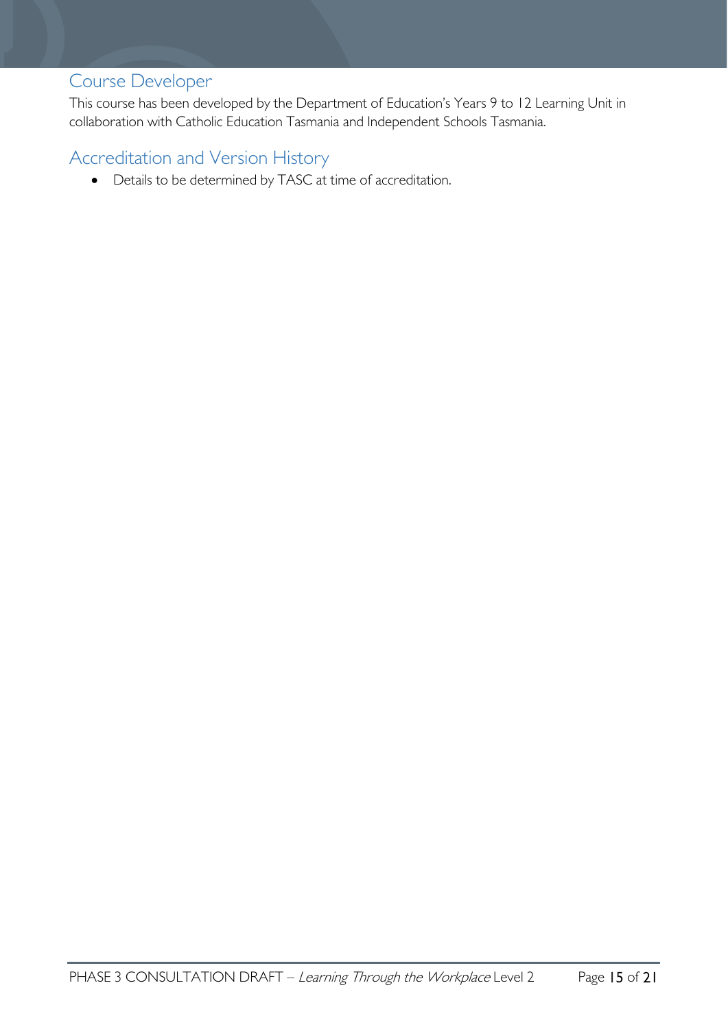## Course Developer

This course has been developed by the Department of Education's Years 9 to 12 Learning Unit in collaboration with Catholic Education Tasmania and Independent Schools Tasmania.

## Accreditation and Version History

- Details to be determined by TASC at time of accreditation.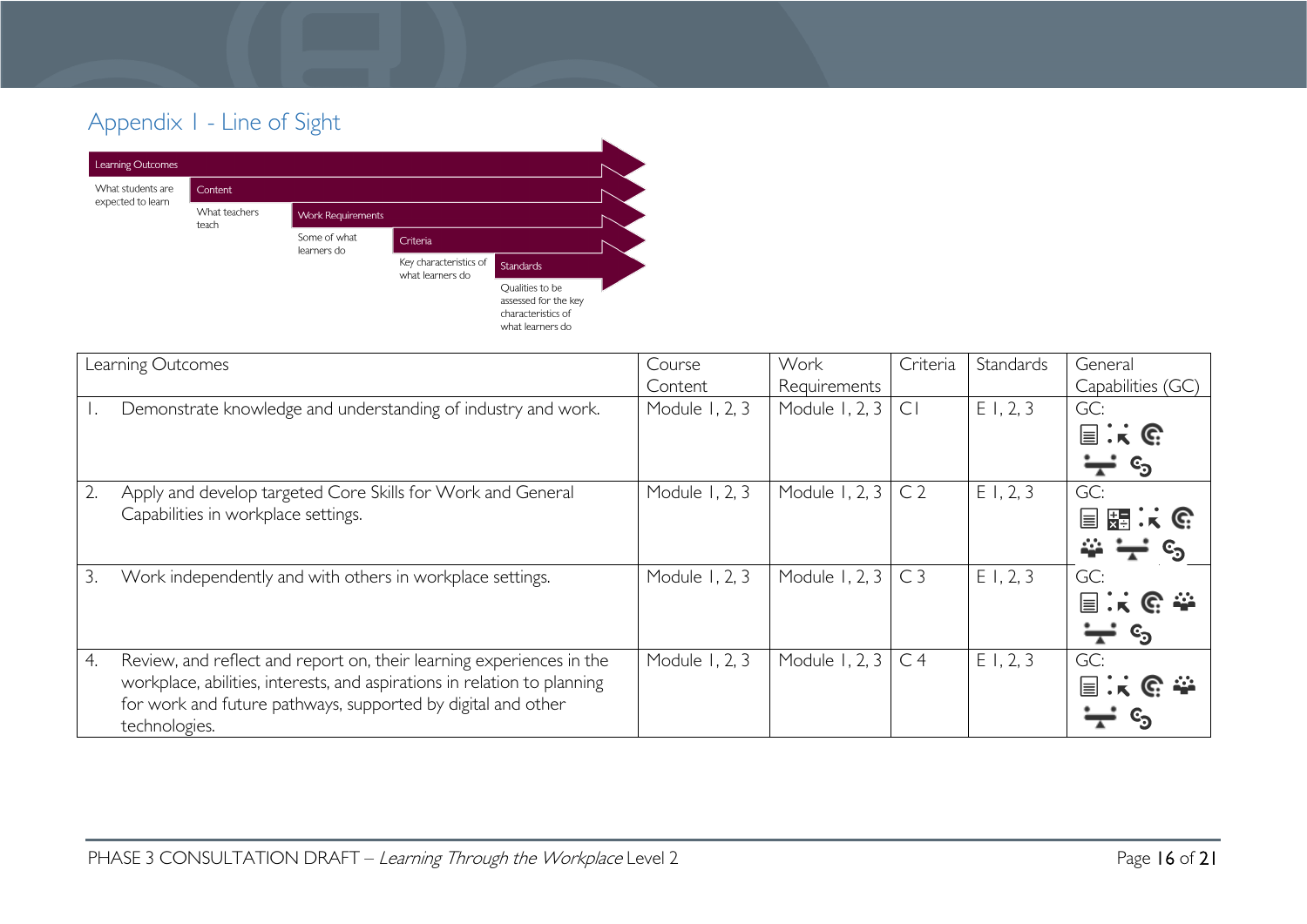## Appendix 1 - Line of Sight

- **Learning Outcomes** – What students are expected to learn
- **Content** – What teachers teach
- **Work Requirements** – Some of what learners do
- **Criteria** – Key characteristics of what learners do
- **Standards** – Qualities to be assessed for the key characteristics of what learners do

| Learning Outcomes | Course Content | Work Requirements | Criteria | Standards | General Capabilities (GC) |
|---|---|---|---|---|---|
| 1. Demonstrate knowledge and understanding of industry and work. | Module 1, 2, 3 | Module 1, 2, 3 | C1 | E 1, 2, 3 | GC: |
| 2. Apply and develop targeted Core Skills for Work and General Capabilities in workplace settings. | Module 1, 2, 3 | Module 1, 2, 3 | C 2 | E 1, 2, 3 | GC: |
| 3. Work independently and with others in workplace settings. | Module 1, 2, 3 | Module 1, 2, 3 | C 3 | E 1, 2, 3 | GC: |
| 4. Review, and reflect and report on, their learning experiences in the workplace, abilities, interests, and aspirations in relation to planning for work and future pathways, supported by digital and other technologies. | Module 1, 2, 3 | Module 1, 2, 3 | C 4 | E 1, 2, 3 | GC: |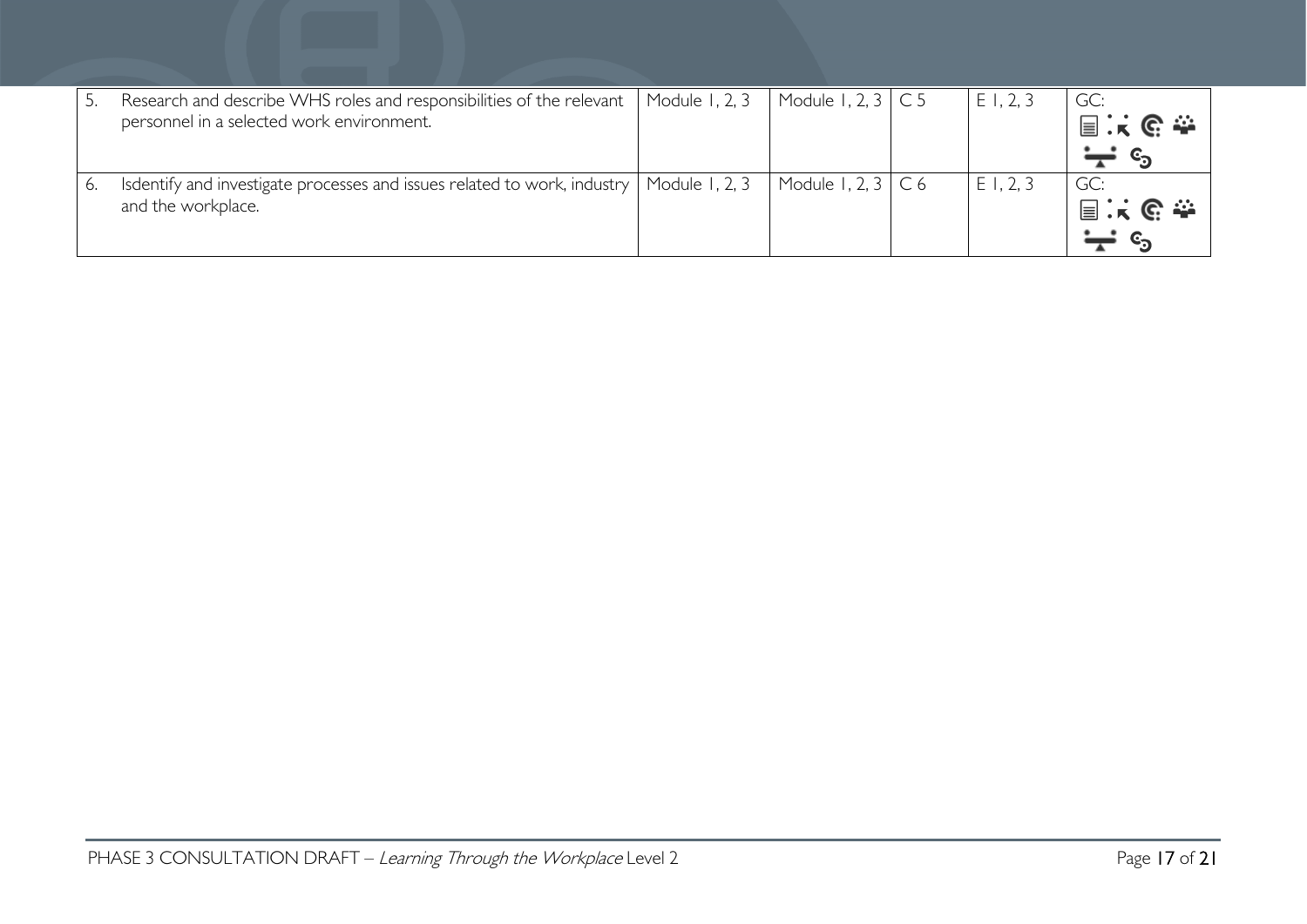| | | | | | | |
|---|---|---|---|---|---|---|
| 5. | Research and describe WHS roles and responsibilities of the relevant personnel in a selected work environment. | Module 1, 2, 3 | Module 1, 2, 3 | C 5 | E 1, 2, 3 | GC: |
| 6. | Isdentify and investigate processes and issues related to work, industry and the workplace. | Module 1, 2, 3 | Module 1, 2, 3 | C 6 | E 1, 2, 3 | GC: |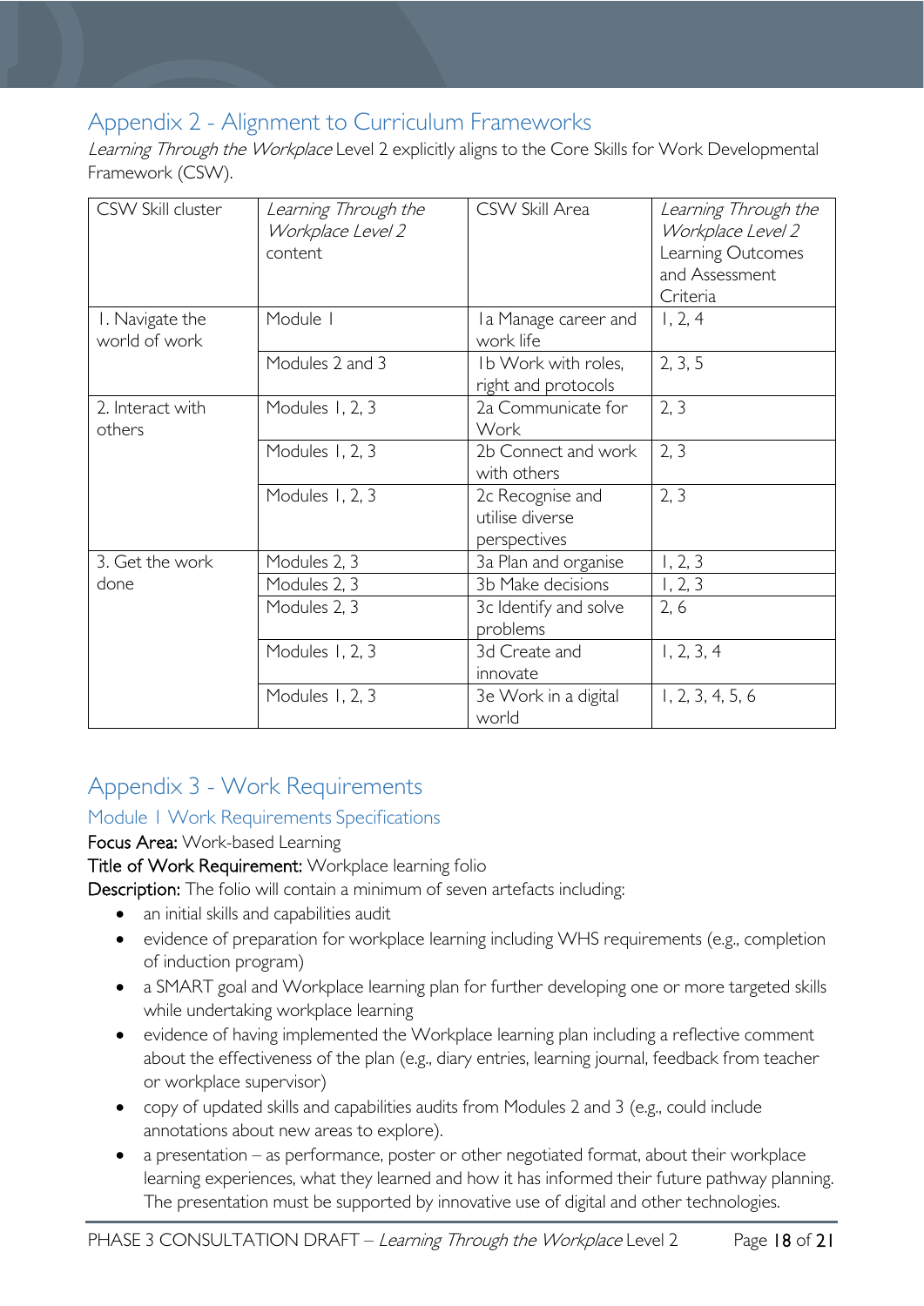## Appendix 2 - Alignment to Curriculum Frameworks

*Learning Through the Workplace* Level 2 explicitly aligns to the Core Skills for Work Developmental Framework (CSW).

| CSW Skill cluster | *Learning Through the Workplace Level 2* content | CSW Skill Area | *Learning Through the Workplace Level 2* Learning Outcomes and Assessment Criteria |
|---|---|---|---|
| 1. Navigate the world of work | Module 1 | 1a Manage career and work life | 1, 2, 4 |
| | Modules 2 and 3 | 1b Work with roles, right and protocols | 2, 3, 5 |
| 2. Interact with others | Modules 1, 2, 3 | 2a Communicate for Work | 2, 3 |
| | Modules 1, 2, 3 | 2b Connect and work with others | 2, 3 |
| | Modules 1, 2, 3 | 2c Recognise and utilise diverse perspectives | 2, 3 |
| 3. Get the work done | Modules 2, 3 | 3a Plan and organise | 1, 2, 3 |
| | Modules 2, 3 | 3b Make decisions | 1, 2, 3 |
| | Modules 2, 3 | 3c Identify and solve problems | 2, 6 |
| | Modules 1, 2, 3 | 3d Create and innovate | 1, 2, 3, 4 |
| | Modules 1, 2, 3 | 3e Work in a digital world | 1, 2, 3, 4, 5, 6 |

## Appendix 3 - Work Requirements

### Module 1 Work Requirements Specifications

**Focus Area:** Work-based Learning

**Title of Work Requirement:** Workplace learning folio

**Description:** The folio will contain a minimum of seven artefacts including:

- an initial skills and capabilities audit
- evidence of preparation for workplace learning including WHS requirements (e.g., completion of induction program)
- a SMART goal and Workplace learning plan for further developing one or more targeted skills while undertaking workplace learning
- evidence of having implemented the Workplace learning plan including a reflective comment about the effectiveness of the plan (e.g., diary entries, learning journal, feedback from teacher or workplace supervisor)
- copy of updated skills and capabilities audits from Modules 2 and 3 (e.g., could include annotations about new areas to explore).
- a presentation – as performance, poster or other negotiated format, about their workplace learning experiences, what they learned and how it has informed their future pathway planning. The presentation must be supported by innovative use of digital and other technologies.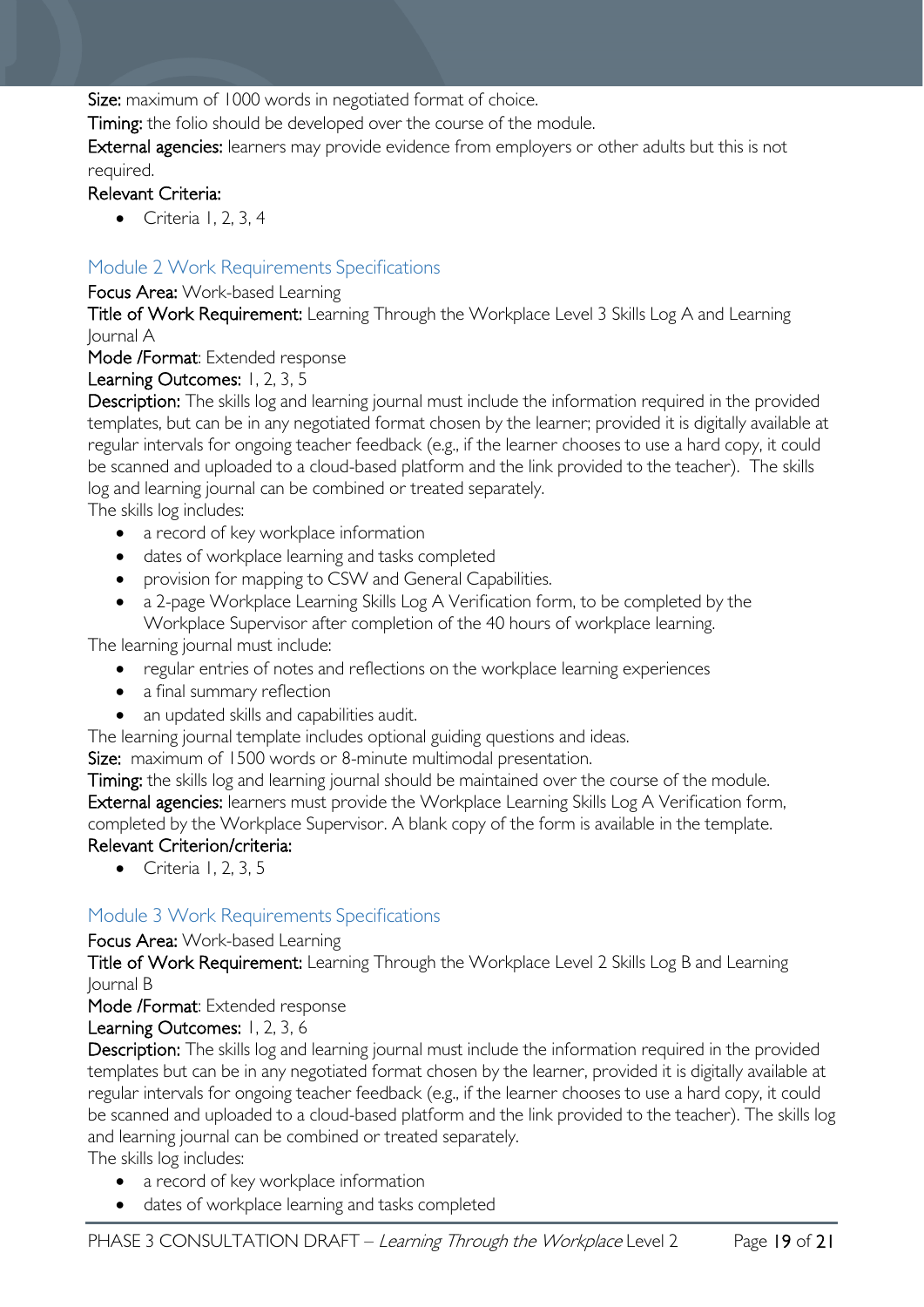**Size:** maximum of 1000 words in negotiated format of choice.

**Timing:** the folio should be developed over the course of the module.

**External agencies:** learners may provide evidence from employers or other adults but this is not required.

**Relevant Criteria:**

- Criteria 1, 2, 3, 4

## Module 2 Work Requirements Specifications

**Focus Area:** Work-based Learning

**Title of Work Requirement:** Learning Through the Workplace Level 3 Skills Log A and Learning Journal A

**Mode /Format**: Extended response

**Learning Outcomes:** 1, 2, 3, 5

**Description:** The skills log and learning journal must include the information required in the provided templates, but can be in any negotiated format chosen by the learner; provided it is digitally available at regular intervals for ongoing teacher feedback (e.g., if the learner chooses to use a hard copy, it could be scanned and uploaded to a cloud-based platform and the link provided to the teacher). The skills log and learning journal can be combined or treated separately.

The skills log includes:

- a record of key workplace information
- dates of workplace learning and tasks completed
- provision for mapping to CSW and General Capabilities.
- a 2-page Workplace Learning Skills Log A Verification form, to be completed by the Workplace Supervisor after completion of the 40 hours of workplace learning.

The learning journal must include:

- regular entries of notes and reflections on the workplace learning experiences
- a final summary reflection
- an updated skills and capabilities audit.

The learning journal template includes optional guiding questions and ideas.

**Size:** maximum of 1500 words or 8-minute multimodal presentation.

**Timing:** the skills log and learning journal should be maintained over the course of the module.

**External agencies:** learners must provide the Workplace Learning Skills Log A Verification form, completed by the Workplace Supervisor. A blank copy of the form is available in the template.

**Relevant Criterion/criteria:**

- Criteria 1, 2, 3, 5

## Module 3 Work Requirements Specifications

**Focus Area:** Work-based Learning

**Title of Work Requirement:** Learning Through the Workplace Level 2 Skills Log B and Learning Journal B

**Mode /Format**: Extended response

**Learning Outcomes:** 1, 2, 3, 6

**Description:** The skills log and learning journal must include the information required in the provided templates but can be in any negotiated format chosen by the learner, provided it is digitally available at regular intervals for ongoing teacher feedback (e.g., if the learner chooses to use a hard copy, it could be scanned and uploaded to a cloud-based platform and the link provided to the teacher). The skills log and learning journal can be combined or treated separately.

The skills log includes:

- a record of key workplace information
- dates of workplace learning and tasks completed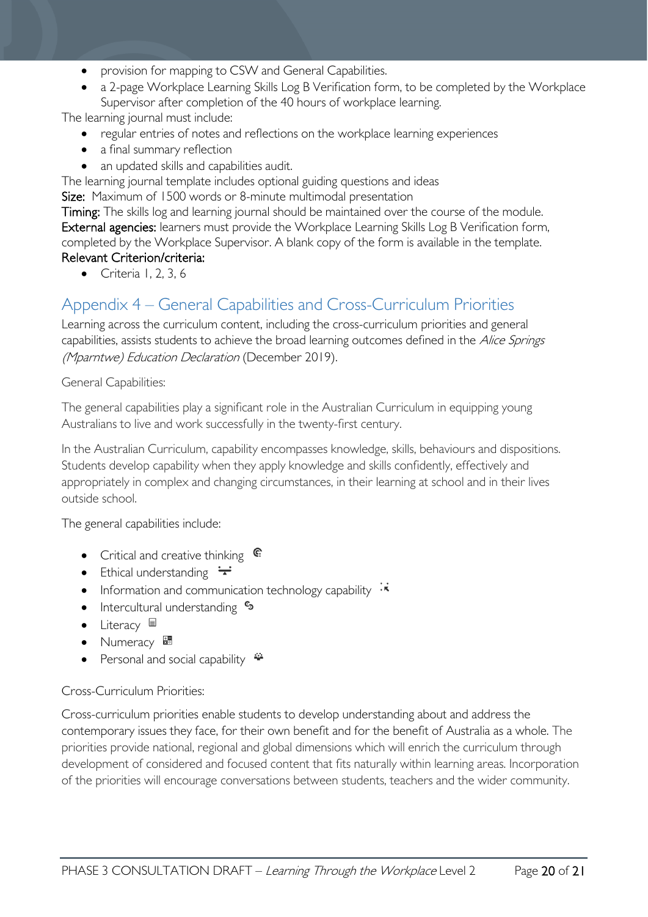- provision for mapping to CSW and General Capabilities.
- a 2-page Workplace Learning Skills Log B Verification form, to be completed by the Workplace Supervisor after completion of the 40 hours of workplace learning.

The learning journal must include:

- regular entries of notes and reflections on the workplace learning experiences
- a final summary reflection
- an updated skills and capabilities audit.

The learning journal template includes optional guiding questions and ideas

Size: Maximum of 1500 words or 8-minute multimodal presentation

Timing: The skills log and learning journal should be maintained over the course of the module.

External agencies: learners must provide the Workplace Learning Skills Log B Verification form, completed by the Workplace Supervisor. A blank copy of the form is available in the template.

Relevant Criterion/criteria:

- Criteria 1, 2, 3, 6

## Appendix 4 – General Capabilities and Cross-Curriculum Priorities

Learning across the curriculum content, including the cross-curriculum priorities and general capabilities, assists students to achieve the broad learning outcomes defined in the *Alice Springs (Mparntwe) Education Declaration* (December 2019).

General Capabilities:

The general capabilities play a significant role in the Australian Curriculum in equipping young Australians to live and work successfully in the twenty-first century.

In the Australian Curriculum, capability encompasses knowledge, skills, behaviours and dispositions. Students develop capability when they apply knowledge and skills confidently, effectively and appropriately in complex and changing circumstances, in their learning at school and in their lives outside school.

The general capabilities include:

- Critical and creative thinking
- Ethical understanding
- Information and communication technology capability
- Intercultural understanding
- Literacy
- Numeracy
- Personal and social capability

Cross-Curriculum Priorities:

Cross-curriculum priorities enable students to develop understanding about and address the contemporary issues they face, for their own benefit and for the benefit of Australia as a whole. The priorities provide national, regional and global dimensions which will enrich the curriculum through development of considered and focused content that fits naturally within learning areas. Incorporation of the priorities will encourage conversations between students, teachers and the wider community.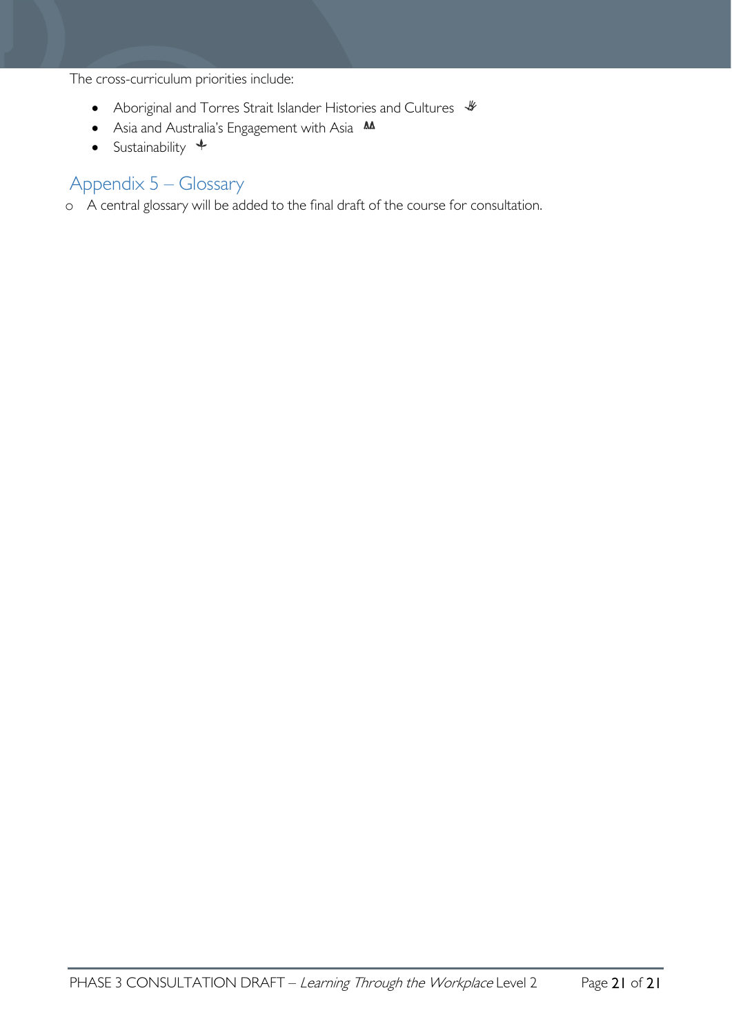The cross-curriculum priorities include:

- Aboriginal and Torres Strait Islander Histories and Cultures
- Asia and Australia's Engagement with Asia
- Sustainability

## Appendix 5 – Glossary

- A central glossary will be added to the final draft of the course for consultation.